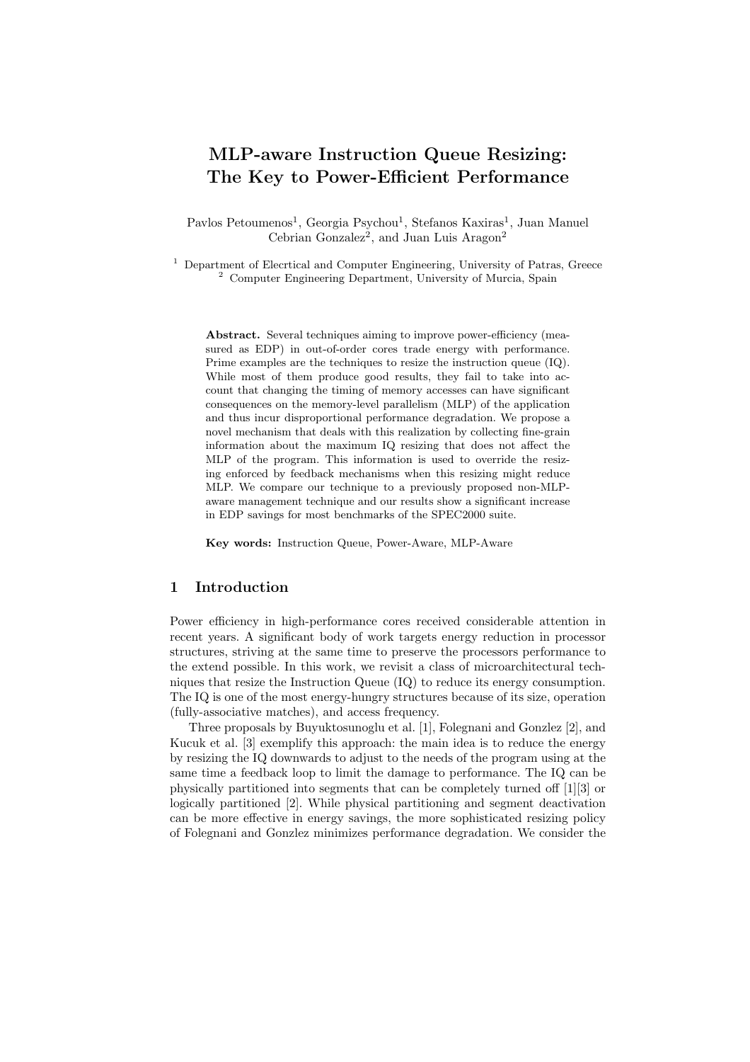# MLP-aware Instruction Queue Resizing: The Key to Power-Efficient Performance

Pavlos Petoumenos[1], Georgia Psychou[1], Stefanos Kaxiras[1], Juan Manuel Cebrian Gonzalez[2], and Juan Luis Aragon[2]

[1] Department of Elecrtical and Computer Engineering, University of Patras, Greece
[2] Computer Engineering Department, University of Murcia, Spain

**Abstract.** Several techniques aiming to improve power-efficiency (measured as EDP) in out-of-order cores trade energy with performance. Prime examples are the techniques to resize the instruction queue (IQ). While most of them produce good results, they fail to take into account that changing the timing of memory accesses can have significant consequences on the memory-level parallelism (MLP) of the application and thus incur disproportional performance degradation. We propose a novel mechanism that deals with this realization by collecting fine-grain information about the maximum IQ resizing that does not affect the MLP of the program. This information is used to override the resizing enforced by feedback mechanisms when this resizing might reduce MLP. We compare our technique to a previously proposed non-MLP-aware management technique and our results show a significant increase in EDP savings for most benchmarks of the SPEC2000 suite.

**Key words:** Instruction Queue, Power-Aware, MLP-Aware

## 1 Introduction

Power efficiency in high-performance cores received considerable attention in recent years. A significant body of work targets energy reduction in processor structures, striving at the same time to preserve the processors performance to the extend possible. In this work, we revisit a class of microarchitectural techniques that resize the Instruction Queue (IQ) to reduce its energy consumption. The IQ is one of the most energy-hungry structures because of its size, operation (fully-associative matches), and access frequency.

Three proposals by Buyuktosunoglu et al. [1], Folegnani and Gonzlez [2], and Kucuk et al. [3] exemplify this approach: the main idea is to reduce the energy by resizing the IQ downwards to adjust to the needs of the program using at the same time a feedback loop to limit the damage to performance. The IQ can be physically partitioned into segments that can be completely turned off [1][3] or logically partitioned [2]. While physical partitioning and segment deactivation can be more effective in energy savings, the more sophisticated resizing policy of Folegnani and Gonzlez minimizes performance degradation. We consider the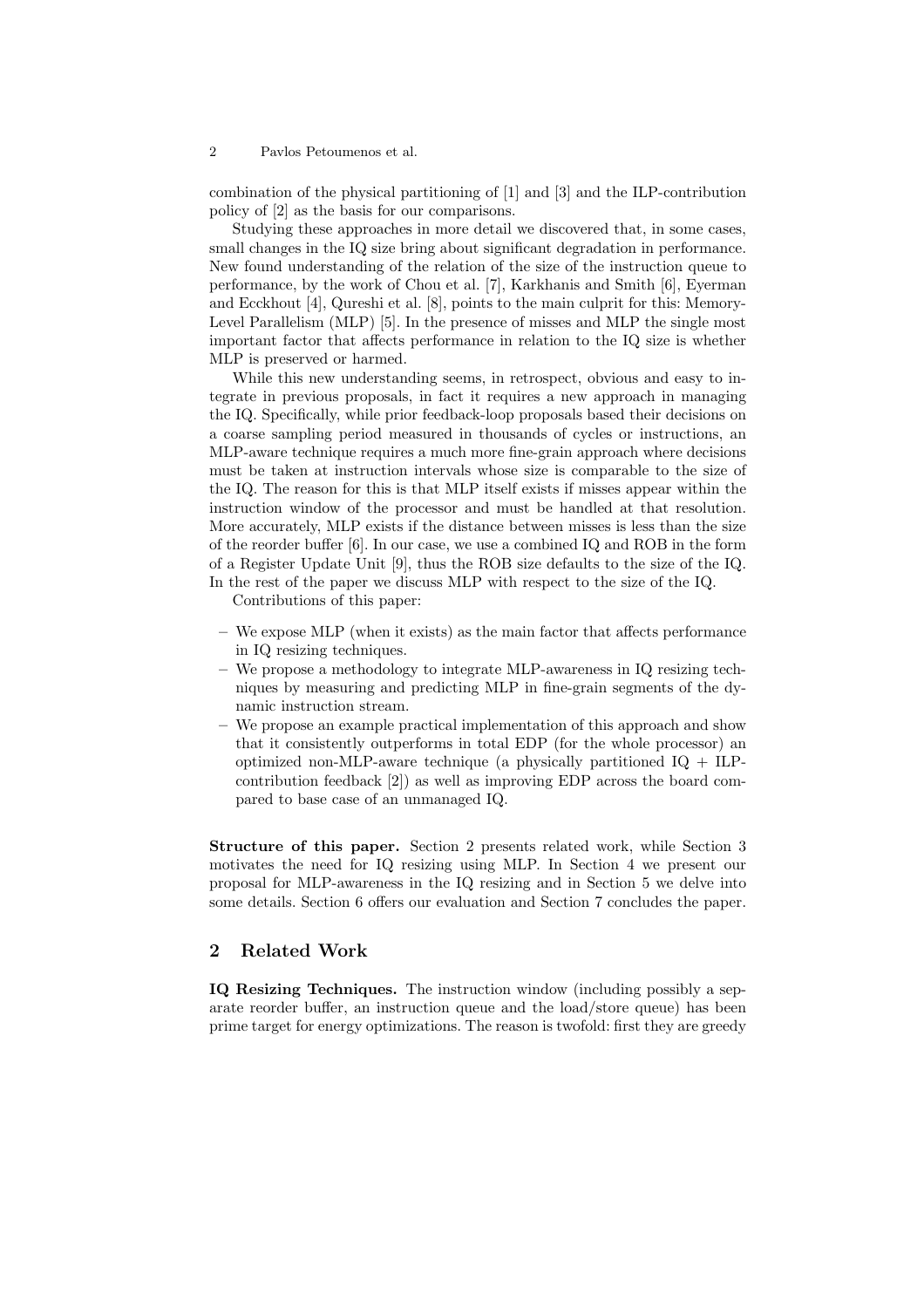combination of the physical partitioning of [1] and [3] and the ILP-contribution policy of [2] as the basis for our comparisons.

Studying these approaches in more detail we discovered that, in some cases, small changes in the IQ size bring about significant degradation in performance. New found understanding of the relation of the size of the instruction queue to performance, by the work of Chou et al. [7], Karkhanis and Smith [6], Eyerman and Eeckhout [4], Qureshi et al. [8], points to the main culprit for this: Memory-Level Parallelism (MLP) [5]. In the presence of misses and MLP the single most important factor that affects performance in relation to the IQ size is whether MLP is preserved or harmed.

While this new understanding seems, in retrospect, obvious and easy to integrate in previous proposals, in fact it requires a new approach in managing the IQ. Specifically, while prior feedback-loop proposals based their decisions on a coarse sampling period measured in thousands of cycles or instructions, an MLP-aware technique requires a much more fine-grain approach where decisions must be taken at instruction intervals whose size is comparable to the size of the IQ. The reason for this is that MLP itself exists if misses appear within the instruction window of the processor and must be handled at that resolution. More accurately, MLP exists if the distance between misses is less than the size of the reorder buffer [6]. In our case, we use a combined IQ and ROB in the form of a Register Update Unit [9], thus the ROB size defaults to the size of the IQ. In the rest of the paper we discuss MLP with respect to the size of the IQ.

Contributions of this paper:

- We expose MLP (when it exists) as the main factor that affects performance in IQ resizing techniques.
- We propose a methodology to integrate MLP-awareness in IQ resizing techniques by measuring and predicting MLP in fine-grain segments of the dynamic instruction stream.
- We propose an example practical implementation of this approach and show that it consistently outperforms in total EDP (for the whole processor) an optimized non-MLP-aware technique (a physically partitioned IQ + ILP-contribution feedback [2]) as well as improving EDP across the board compared to base case of an unmanaged IQ.

**Structure of this paper.** Section 2 presents related work, while Section 3 motivates the need for IQ resizing using MLP. In Section 4 we present our proposal for MLP-awareness in the IQ resizing and in Section 5 we delve into some details. Section 6 offers our evaluation and Section 7 concludes the paper.

## 2 Related Work

**IQ Resizing Techniques.** The instruction window (including possibly a separate reorder buffer, an instruction queue and the load/store queue) has been prime target for energy optimizations. The reason is twofold: first they are greedy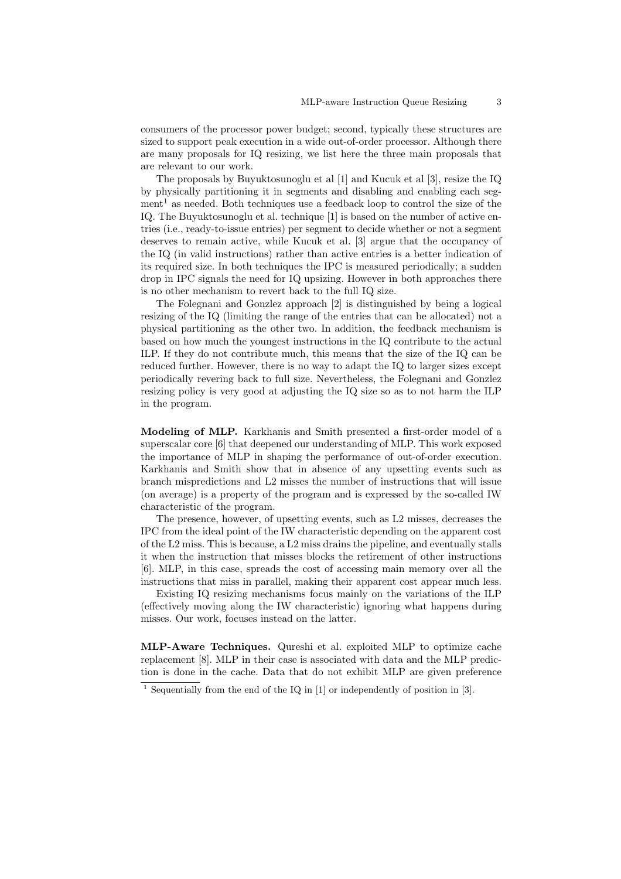consumers of the processor power budget; second, typically these structures are sized to support peak execution in a wide out-of-order processor. Although there are many proposals for IQ resizing, we list here the three main proposals that are relevant to our work.

The proposals by Buyuktosunoglu et al [1] and Kucuk et al [3], resize the IQ by physically partitioning it in segments and disabling and enabling each segment[1] as needed. Both techniques use a feedback loop to control the size of the IQ. The Buyuktosunoglu et al. technique [1] is based on the number of active entries (i.e., ready-to-issue entries) per segment to decide whether or not a segment deserves to remain active, while Kucuk et al. [3] argue that the occupancy of the IQ (in valid instructions) rather than active entries is a better indication of its required size. In both techniques the IPC is measured periodically; a sudden drop in IPC signals the need for IQ upsizing. However in both approaches there is no other mechanism to revert back to the full IQ size.

The Folegnani and Gonzlez approach [2] is distinguished by being a logical resizing of the IQ (limiting the range of the entries that can be allocated) not a physical partitioning as the other two. In addition, the feedback mechanism is based on how much the youngest instructions in the IQ contribute to the actual ILP. If they do not contribute much, this means that the size of the IQ can be reduced further. However, there is no way to adapt the IQ to larger sizes except periodically revering back to full size. Nevertheless, the Folegnani and Gonzlez resizing policy is very good at adjusting the IQ size so as to not harm the ILP in the program.

**Modeling of MLP.** Karkhanis and Smith presented a first-order model of a superscalar core [6] that deepened our understanding of MLP. This work exposed the importance of MLP in shaping the performance of out-of-order execution. Karkhanis and Smith show that in absence of any upsetting events such as branch mispredictions and L2 misses the number of instructions that will issue (on average) is a property of the program and is expressed by the so-called IW characteristic of the program.

The presence, however, of upsetting events, such as L2 misses, decreases the IPC from the ideal point of the IW characteristic depending on the apparent cost of the L2 miss. This is because, a L2 miss drains the pipeline, and eventually stalls it when the instruction that misses blocks the retirement of other instructions [6]. MLP, in this case, spreads the cost of accessing main memory over all the instructions that miss in parallel, making their apparent cost appear much less.

Existing IQ resizing mechanisms focus mainly on the variations of the ILP (effectively moving along the IW characteristic) ignoring what happens during misses. Our work, focuses instead on the latter.

**MLP-Aware Techniques.** Qureshi et al. exploited MLP to optimize cache replacement [8]. MLP in their case is associated with data and the MLP prediction is done in the cache. Data that do not exhibit MLP are given preference

[1] Sequentially from the end of the IQ in [1] or independently of position in [3].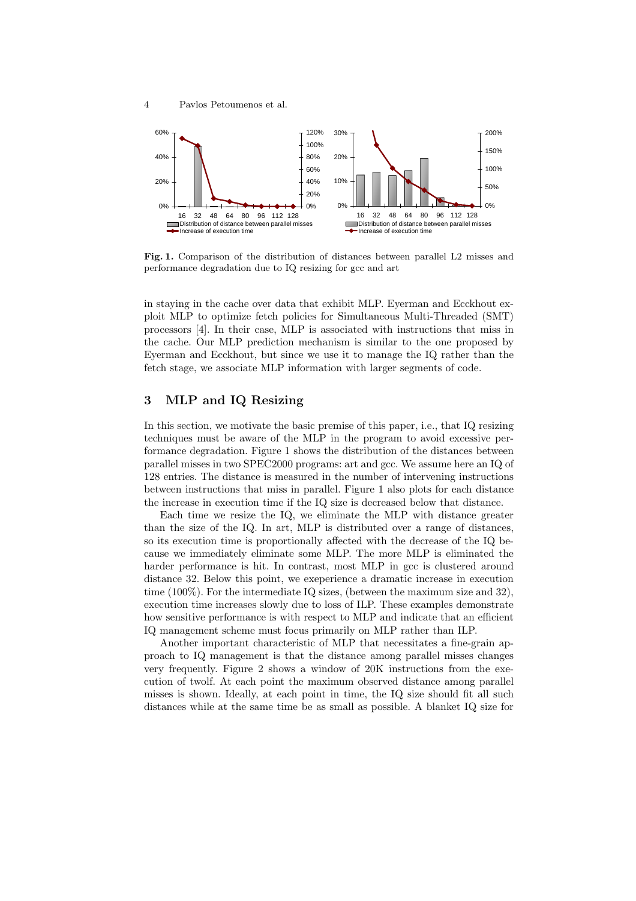**Fig. 1.** Comparison of the distribution of distances between parallel L2 misses and performance degradation due to IQ resizing for gcc and art

in staying in the cache over data that exhibit MLP. Eyerman and Eeckhout exploit MLP to optimize fetch policies for Simultaneous Multi-Threaded (SMT) processors [4]. In their case, MLP is associated with instructions that miss in the cache. Our MLP prediction mechanism is similar to the one proposed by Eyerman and Eeckhout, but since we use it to manage the IQ rather than the fetch stage, we associate MLP information with larger segments of code.

## 3 MLP and IQ Resizing

In this section, we motivate the basic premise of this paper, i.e., that IQ resizing techniques must be aware of the MLP in the program to avoid excessive performance degradation. Figure 1 shows the distribution of the distances between parallel misses in two SPEC2000 programs: art and gcc. We assume here an IQ of 128 entries. The distance is measured in the number of intervening instructions between instructions that miss in parallel. Figure 1 also plots for each distance the increase in execution time if the IQ size is decreased below that distance.

Each time we resize the IQ, we eliminate the MLP with distance greater than the size of the IQ. In art, MLP is distributed over a range of distances, so its execution time is proportionally affected with the decrease of the IQ because we immediately eliminate some MLP. The more MLP is eliminated the harder performance is hit. In contrast, most MLP in gcc is clustered around distance 32. Below this point, we exeperience a dramatic increase in execution time (100%). For the intermediate IQ sizes, (between the maximum size and 32), execution time increases slowly due to loss of ILP. These examples demonstrate how sensitive performance is with respect to MLP and indicate that an efficient IQ management scheme must focus primarily on MLP rather than ILP.

Another important characteristic of MLP that necessitates a fine-grain approach to IQ management is that the distance among parallel misses changes very frequently. Figure 2 shows a window of 20K instructions from the execution of twolf. At each point the maximum observed distance among parallel misses is shown. Ideally, at each point in time, the IQ size should fit all such distances while at the same time be as small as possible. A blanket IQ size for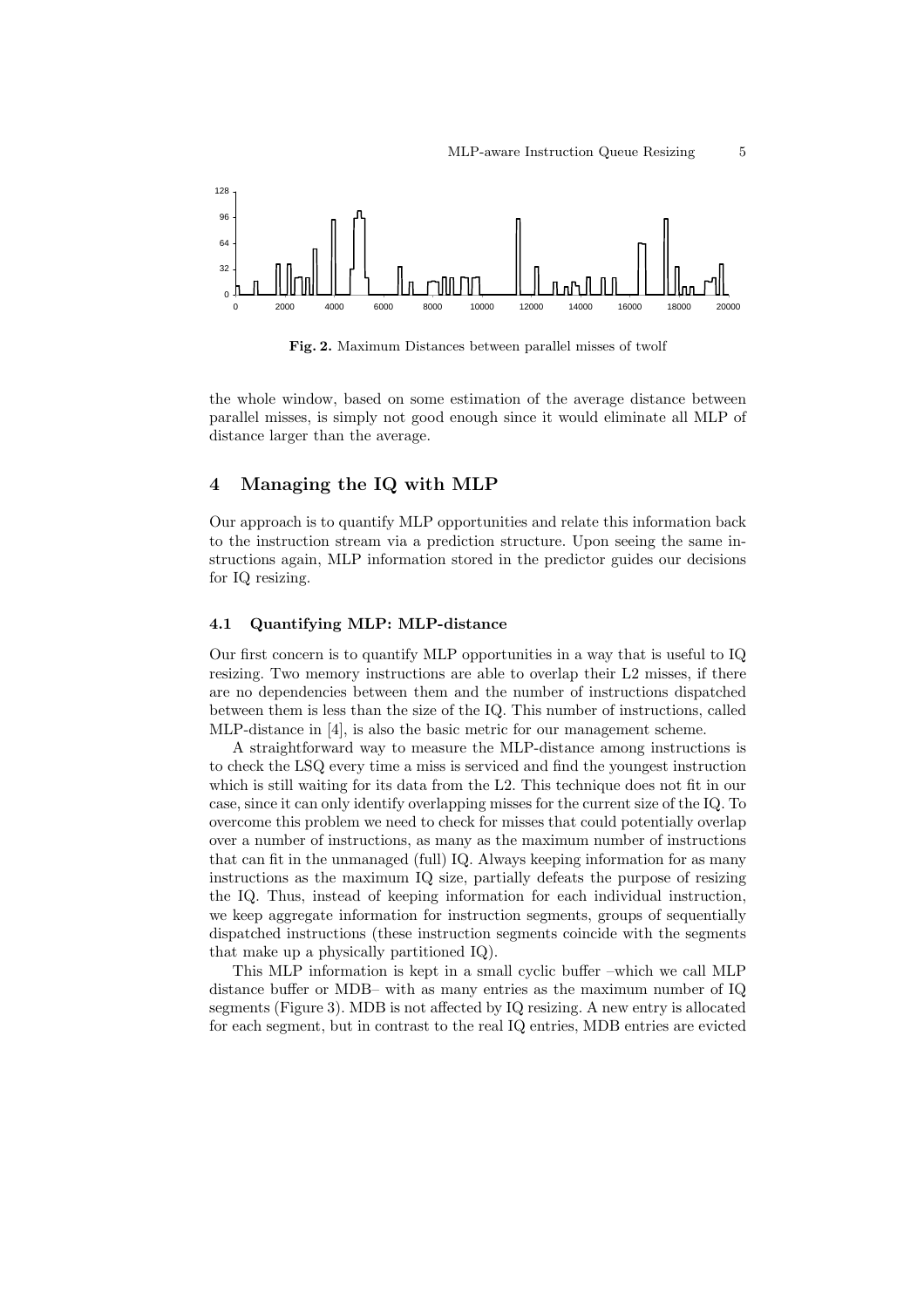Fig. 2. Maximum Distances between parallel misses of twolf

the whole window, based on some estimation of the average distance between parallel misses, is simply not good enough since it would eliminate all MLP of distance larger than the average.

## 4 Managing the IQ with MLP

Our approach is to quantify MLP opportunities and relate this information back to the instruction stream via a prediction structure. Upon seeing the same instructions again, MLP information stored in the predictor guides our decisions for IQ resizing.

### 4.1 Quantifying MLP: MLP-distance

Our first concern is to quantify MLP opportunities in a way that is useful to IQ resizing. Two memory instructions are able to overlap their L2 misses, if there are no dependencies between them and the number of instructions dispatched between them is less than the size of the IQ. This number of instructions, called MLP-distance in [4], is also the basic metric for our management scheme.

A straightforward way to measure the MLP-distance among instructions is to check the LSQ every time a miss is serviced and find the youngest instruction which is still waiting for its data from the L2. This technique does not fit in our case, since it can only identify overlapping misses for the current size of the IQ. To overcome this problem we need to check for misses that could potentially overlap over a number of instructions, as many as the maximum number of instructions that can fit in the unmanaged (full) IQ. Always keeping information for as many instructions as the maximum IQ size, partially defeats the purpose of resizing the IQ. Thus, instead of keeping information for each individual instruction, we keep aggregate information for instruction segments, groups of sequentially dispatched instructions (these instruction segments coincide with the segments that make up a physically partitioned IQ).

This MLP information is kept in a small cyclic buffer –which we call MLP distance buffer or MDB– with as many entries as the maximum number of IQ segments (Figure 3). MDB is not affected by IQ resizing. A new entry is allocated for each segment, but in contrast to the real IQ entries, MDB entries are evicted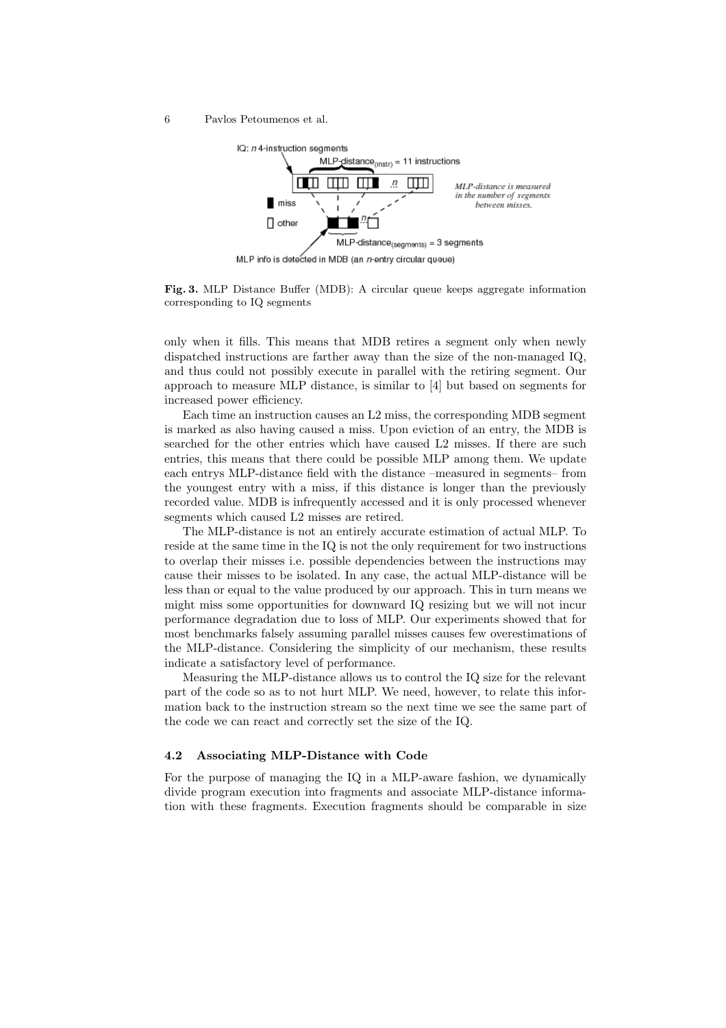**Fig. 3.** MLP Distance Buffer (MDB): A circular queue keeps aggregate information corresponding to IQ segments

only when it fills. This means that MDB retires a segment only when newly dispatched instructions are farther away than the size of the non-managed IQ, and thus could not possibly execute in parallel with the retiring segment. Our approach to measure MLP distance, is similar to [4] but based on segments for increased power efficiency.

Each time an instruction causes an L2 miss, the corresponding MDB segment is marked as also having caused a miss. Upon eviction of an entry, the MDB is searched for the other entries which have caused L2 misses. If there are such entries, this means that there could be possible MLP among them. We update each entrys MLP-distance field with the distance –measured in segments– from the youngest entry with a miss, if this distance is longer than the previously recorded value. MDB is infrequently accessed and it is only processed whenever segments which caused L2 misses are retired.

The MLP-distance is not an entirely accurate estimation of actual MLP. To reside at the same time in the IQ is not the only requirement for two instructions to overlap their misses i.e. possible dependencies between the instructions may cause their misses to be isolated. In any case, the actual MLP-distance will be less than or equal to the value produced by our approach. This in turn means we might miss some opportunities for downward IQ resizing but we will not incur performance degradation due to loss of MLP. Our experiments showed that for most benchmarks falsely assuming parallel misses causes few overestimations of the MLP-distance. Considering the simplicity of our mechanism, these results indicate a satisfactory level of performance.

Measuring the MLP-distance allows us to control the IQ size for the relevant part of the code so as to not hurt MLP. We need, however, to relate this information back to the instruction stream so the next time we see the same part of the code we can react and correctly set the size of the IQ.

### 4.2 Associating MLP-Distance with Code

For the purpose of managing the IQ in a MLP-aware fashion, we dynamically divide program execution into fragments and associate MLP-distance information with these fragments. Execution fragments should be comparable in size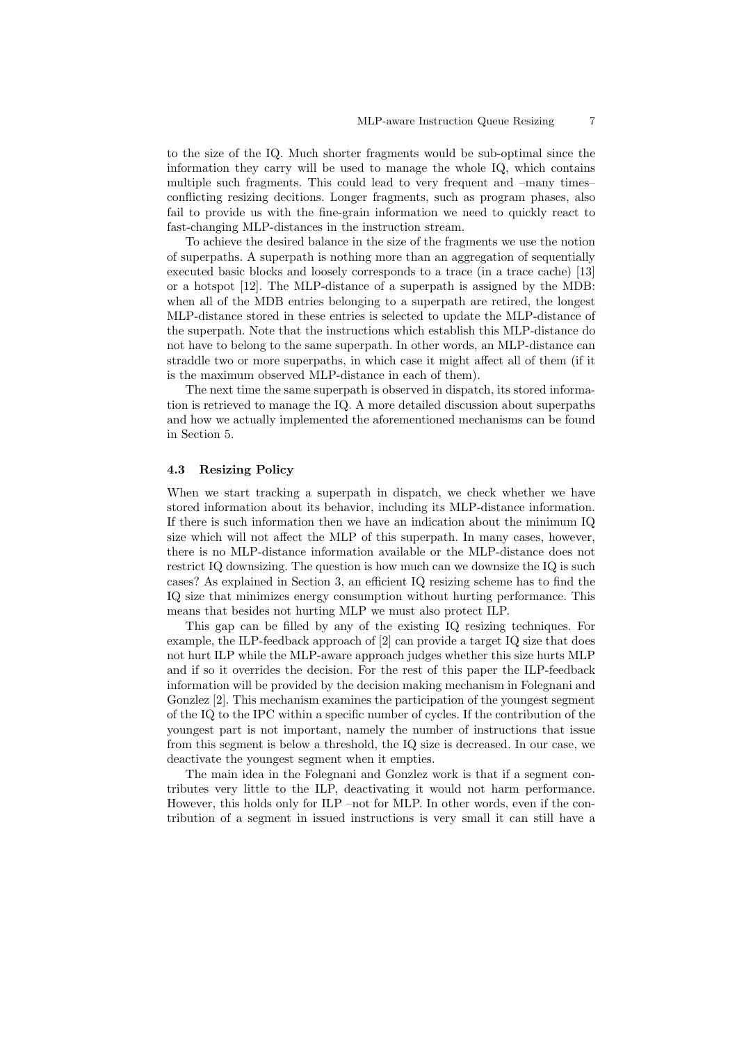to the size of the IQ. Much shorter fragments would be sub-optimal since the information they carry will be used to manage the whole IQ, which contains multiple such fragments. This could lead to very frequent and –many times– conflicting resizing decitions. Longer fragments, such as program phases, also fail to provide us with the fine-grain information we need to quickly react to fast-changing MLP-distances in the instruction stream.

To achieve the desired balance in the size of the fragments we use the notion of superpaths. A superpath is nothing more than an aggregation of sequentially executed basic blocks and loosely corresponds to a trace (in a trace cache) [13] or a hotspot [12]. The MLP-distance of a superpath is assigned by the MDB: when all of the MDB entries belonging to a superpath are retired, the longest MLP-distance stored in these entries is selected to update the MLP-distance of the superpath. Note that the instructions which establish this MLP-distance do not have to belong to the same superpath. In other words, an MLP-distance can straddle two or more superpaths, in which case it might affect all of them (if it is the maximum observed MLP-distance in each of them).

The next time the same superpath is observed in dispatch, its stored information is retrieved to manage the IQ. A more detailed discussion about superpaths and how we actually implemented the aforementioned mechanisms can be found in Section 5.

### 4.3 Resizing Policy

When we start tracking a superpath in dispatch, we check whether we have stored information about its behavior, including its MLP-distance information. If there is such information then we have an indication about the minimum IQ size which will not affect the MLP of this superpath. In many cases, however, there is no MLP-distance information available or the MLP-distance does not restrict IQ downsizing. The question is how much can we downsize the IQ is such cases? As explained in Section 3, an efficient IQ resizing scheme has to find the IQ size that minimizes energy consumption without hurting performance. This means that besides not hurting MLP we must also protect ILP.

This gap can be filled by any of the existing IQ resizing techniques. For example, the ILP-feedback approach of [2] can provide a target IQ size that does not hurt ILP while the MLP-aware approach judges whether this size hurts MLP and if so it overrides the decision. For the rest of this paper the ILP-feedback information will be provided by the decision making mechanism in Folegnani and Gonzlez [2]. This mechanism examines the participation of the youngest segment of the IQ to the IPC within a specific number of cycles. If the contribution of the youngest part is not important, namely the number of instructions that issue from this segment is below a threshold, the IQ size is decreased. In our case, we deactivate the youngest segment when it empties.

The main idea in the Folegnani and Gonzlez work is that if a segment contributes very little to the ILP, deactivating it would not harm performance. However, this holds only for ILP –not for MLP. In other words, even if the contribution of a segment in issued instructions is very small it can still have a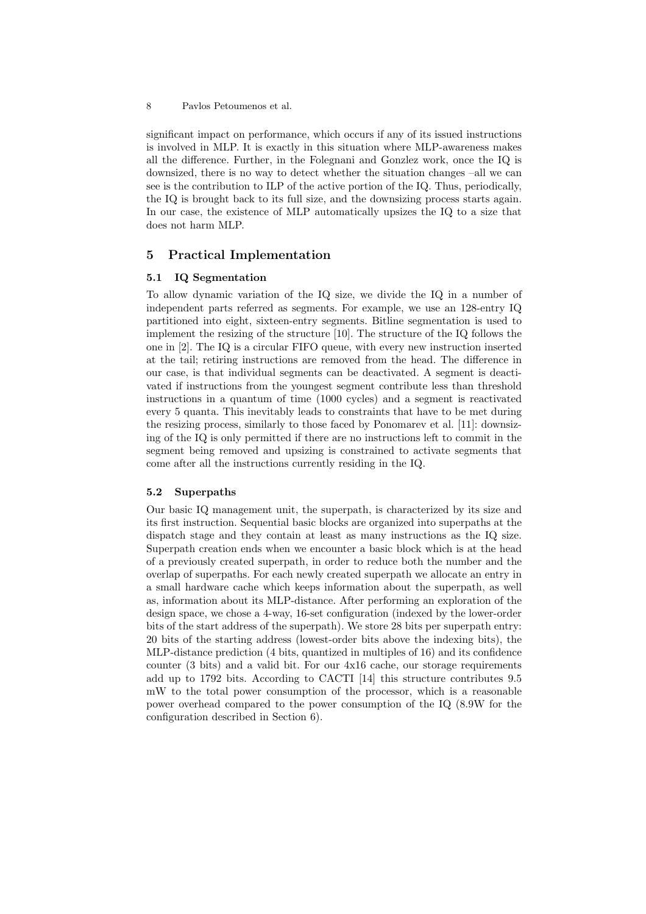significant impact on performance, which occurs if any of its issued instructions is involved in MLP. It is exactly in this situation where MLP-awareness makes all the difference. Further, in the Folegnani and Gonzlez work, once the IQ is downsized, there is no way to detect whether the situation changes –all we can see is the contribution to ILP of the active portion of the IQ. Thus, periodically, the IQ is brought back to its full size, and the downsizing process starts again. In our case, the existence of MLP automatically upsizes the IQ to a size that does not harm MLP.

## 5 Practical Implementation

### 5.1 IQ Segmentation

To allow dynamic variation of the IQ size, we divide the IQ in a number of independent parts referred as segments. For example, we use an 128-entry IQ partitioned into eight, sixteen-entry segments. Bitline segmentation is used to implement the resizing of the structure [10]. The structure of the IQ follows the one in [2]. The IQ is a circular FIFO queue, with every new instruction inserted at the tail; retiring instructions are removed from the head. The difference in our case, is that individual segments can be deactivated. A segment is deactivated if instructions from the youngest segment contribute less than threshold instructions in a quantum of time (1000 cycles) and a segment is reactivated every 5 quanta. This inevitably leads to constraints that have to be met during the resizing process, similarly to those faced by Ponomarev et al. [11]: downsizing of the IQ is only permitted if there are no instructions left to commit in the segment being removed and upsizing is constrained to activate segments that come after all the instructions currently residing in the IQ.

### 5.2 Superpaths

Our basic IQ management unit, the superpath, is characterized by its size and its first instruction. Sequential basic blocks are organized into superpaths at the dispatch stage and they contain at least as many instructions as the IQ size. Superpath creation ends when we encounter a basic block which is at the head of a previously created superpath, in order to reduce both the number and the overlap of superpaths. For each newly created superpath we allocate an entry in a small hardware cache which keeps information about the superpath, as well as, information about its MLP-distance. After performing an exploration of the design space, we chose a 4-way, 16-set configuration (indexed by the lower-order bits of the start address of the superpath). We store 28 bits per superpath entry: 20 bits of the starting address (lowest-order bits above the indexing bits), the MLP-distance prediction (4 bits, quantized in multiples of 16) and its confidence counter (3 bits) and a valid bit. For our 4x16 cache, our storage requirements add up to 1792 bits. According to CACTI [14] this structure contributes 9.5 mW to the total power consumption of the processor, which is a reasonable power overhead compared to the power consumption of the IQ (8.9W for the configuration described in Section 6).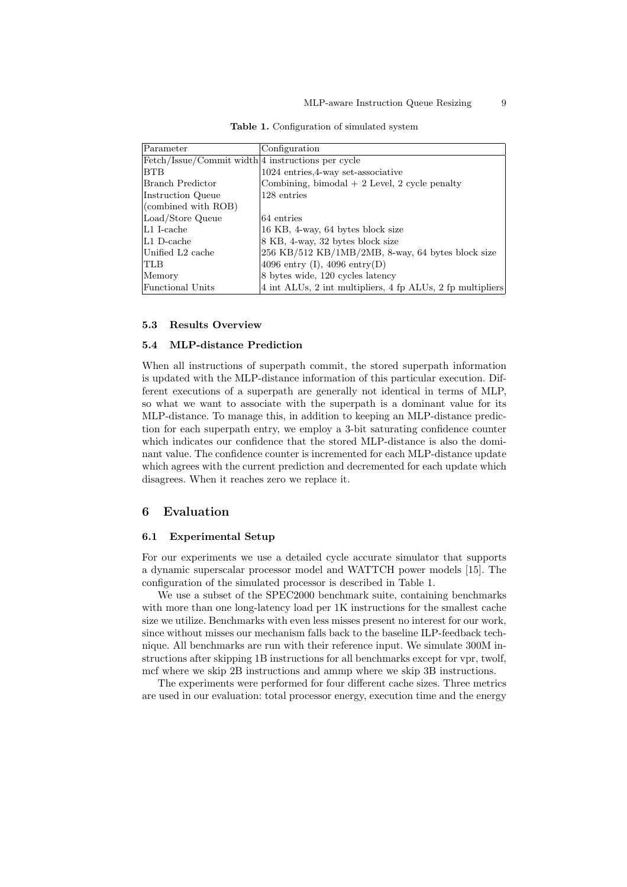**Table 1.** Configuration of simulated system

| Parameter | Configuration |
|---|---|
| Fetch/Issue/Commit width | 4 instructions per cycle |
| BTB | 1024 entries,4-way set-associative |
| Branch Predictor | Combining, bimodal + 2 Level, 2 cycle penalty |
| Instruction Queue (combined with ROB) | 128 entries |
| Load/Store Queue | 64 entries |
| L1 I-cache | 16 KB, 4-way, 64 bytes block size |
| L1 D-cache | 8 KB, 4-way, 32 bytes block size |
| Unified L2 cache | 256 KB/512 KB/1MB/2MB, 8-way, 64 bytes block size |
| TLB | 4096 entry (I), 4096 entry(D) |
| Memory | 8 bytes wide, 120 cycles latency |
| Functional Units | 4 int ALUs, 2 int multipliers, 4 fp ALUs, 2 fp multipliers |

### 5.3 Results Overview

### 5.4 MLP-distance Prediction

When all instructions of superpath commit, the stored superpath information is updated with the MLP-distance information of this particular execution. Different executions of a superpath are generally not identical in terms of MLP, so what we want to associate with the superpath is a dominant value for its MLP-distance. To manage this, in addition to keeping an MLP-distance prediction for each superpath entry, we employ a 3-bit saturating confidence counter which indicates our confidence that the stored MLP-distance is also the dominant value. The confidence counter is incremented for each MLP-distance update which agrees with the current prediction and decremented for each update which disagrees. When it reaches zero we replace it.

## 6 Evaluation

### 6.1 Experimental Setup

For our experiments we use a detailed cycle accurate simulator that supports a dynamic superscalar processor model and WATTCH power models [15]. The configuration of the simulated processor is described in Table 1.

We use a subset of the SPEC2000 benchmark suite, containing benchmarks with more than one long-latency load per 1K instructions for the smallest cache size we utilize. Benchmarks with even less misses present no interest for our work, since without misses our mechanism falls back to the baseline ILP-feedback technique. All benchmarks are run with their reference input. We simulate 300M instructions after skipping 1B instructions for all benchmarks except for vpr, twolf, mcf where we skip 2B instructions and ammp where we skip 3B instructions.

The experiments were performed for four different cache sizes. Three metrics are used in our evaluation: total processor energy, execution time and the energy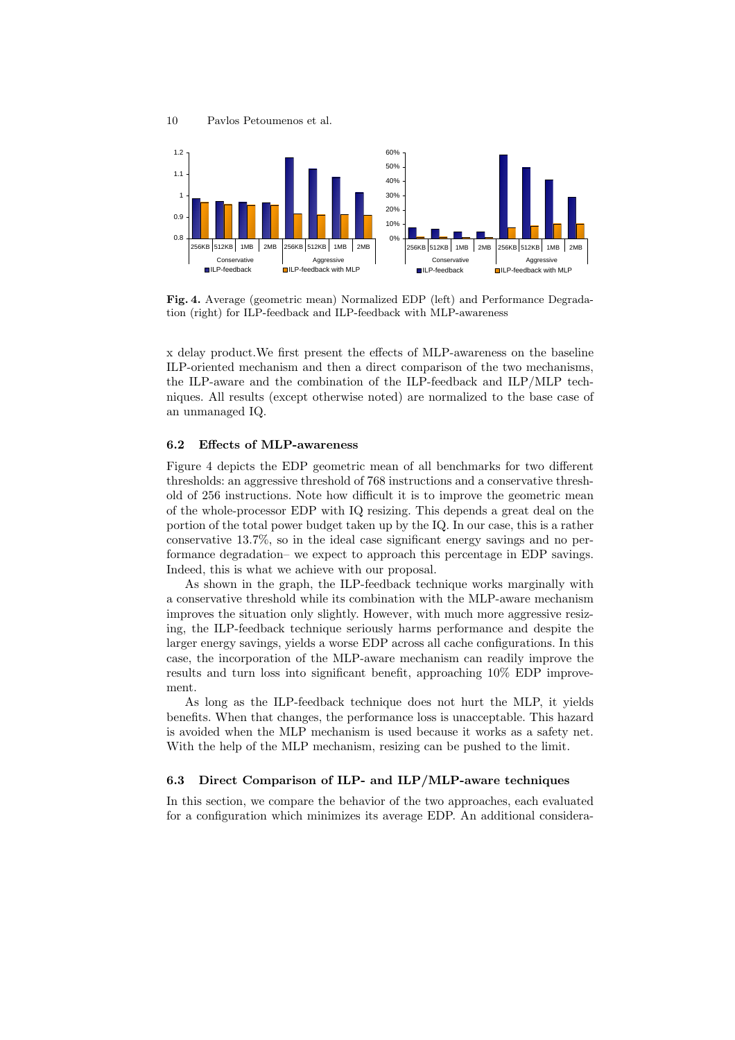**Fig. 4.** Average (geometric mean) Normalized EDP (left) and Performance Degradation (right) for ILP-feedback and ILP-feedback with MLP-awareness

x delay product.We first present the effects of MLP-awareness on the baseline ILP-oriented mechanism and then a direct comparison of the two mechanisms, the ILP-aware and the combination of the ILP-feedback and ILP/MLP techniques. All results (except otherwise noted) are normalized to the base case of an unmanaged IQ.

### 6.2 Effects of MLP-awareness

Figure 4 depicts the EDP geometric mean of all benchmarks for two different thresholds: an aggressive threshold of 768 instructions and a conservative threshold of 256 instructions. Note how difficult it is to improve the geometric mean of the whole-processor EDP with IQ resizing. This depends a great deal on the portion of the total power budget taken up by the IQ. In our case, this is a rather conservative 13.7%, so in the ideal case significant energy savings and no performance degradation– we expect to approach this percentage in EDP savings. Indeed, this is what we achieve with our proposal.

As shown in the graph, the ILP-feedback technique works marginally with a conservative threshold while its combination with the MLP-aware mechanism improves the situation only slightly. However, with much more aggressive resizing, the ILP-feedback technique seriously harms performance and despite the larger energy savings, yields a worse EDP across all cache configurations. In this case, the incorporation of the MLP-aware mechanism can readily improve the results and turn loss into significant benefit, approaching 10% EDP improvement.

As long as the ILP-feedback technique does not hurt the MLP, it yields benefits. When that changes, the performance loss is unacceptable. This hazard is avoided when the MLP mechanism is used because it works as a safety net. With the help of the MLP mechanism, resizing can be pushed to the limit.

### 6.3 Direct Comparison of ILP- and ILP/MLP-aware techniques

In this section, we compare the behavior of the two approaches, each evaluated for a configuration which minimizes its average EDP. An additional considera-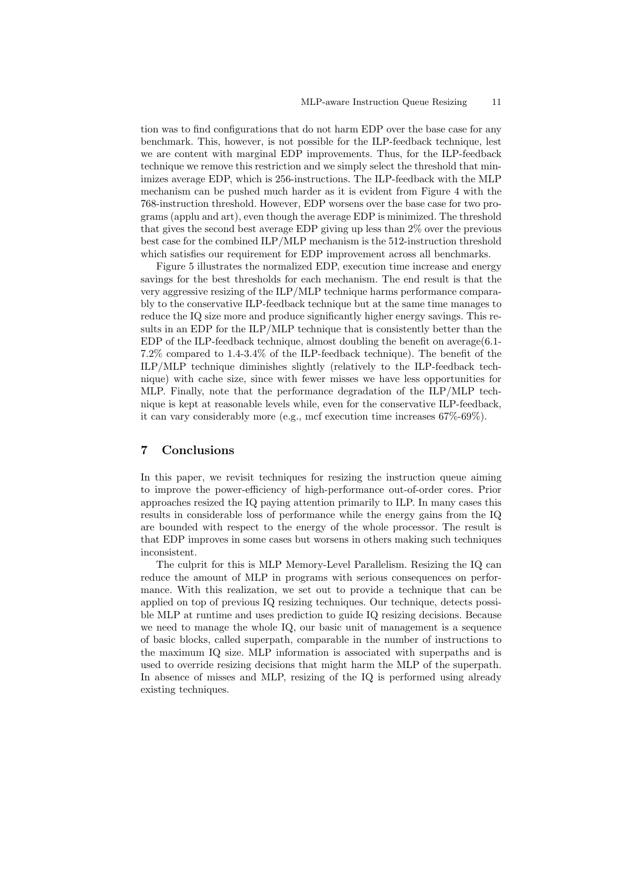tion was to find configurations that do not harm EDP over the base case for any benchmark. This, however, is not possible for the ILP-feedback technique, lest we are content with marginal EDP improvements. Thus, for the ILP-feedback technique we remove this restriction and we simply select the threshold that minimizes average EDP, which is 256-instructions. The ILP-feedback with the MLP mechanism can be pushed much harder as it is evident from Figure 4 with the 768-instruction threshold. However, EDP worsens over the base case for two programs (applu and art), even though the average EDP is minimized. The threshold that gives the second best average EDP giving up less than 2% over the previous best case for the combined ILP/MLP mechanism is the 512-instruction threshold which satisfies our requirement for EDP improvement across all benchmarks.

Figure 5 illustrates the normalized EDP, execution time increase and energy savings for the best thresholds for each mechanism. The end result is that the very aggressive resizing of the ILP/MLP technique harms performance comparably to the conservative ILP-feedback technique but at the same time manages to reduce the IQ size more and produce significantly higher energy savings. This results in an EDP for the ILP/MLP technique that is consistently better than the EDP of the ILP-feedback technique, almost doubling the benefit on average(6.1-7.2% compared to 1.4-3.4% of the ILP-feedback technique). The benefit of the ILP/MLP technique diminishes slightly (relatively to the ILP-feedback technique) with cache size, since with fewer misses we have less opportunities for MLP. Finally, note that the performance degradation of the ILP/MLP technique is kept at reasonable levels while, even for the conservative ILP-feedback, it can vary considerably more (e.g., mcf execution time increases 67%-69%).

## 7 Conclusions

In this paper, we revisit techniques for resizing the instruction queue aiming to improve the power-efficiency of high-performance out-of-order cores. Prior approaches resized the IQ paying attention primarily to ILP. In many cases this results in considerable loss of performance while the energy gains from the IQ are bounded with respect to the energy of the whole processor. The result is that EDP improves in some cases but worsens in others making such techniques inconsistent.

The culprit for this is MLP Memory-Level Parallelism. Resizing the IQ can reduce the amount of MLP in programs with serious consequences on performance. With this realization, we set out to provide a technique that can be applied on top of previous IQ resizing techniques. Our technique, detects possible MLP at runtime and uses prediction to guide IQ resizing decisions. Because we need to manage the whole IQ, our basic unit of management is a sequence of basic blocks, called superpath, comparable in the number of instructions to the maximum IQ size. MLP information is associated with superpaths and is used to override resizing decisions that might harm the MLP of the superpath. In absence of misses and MLP, resizing of the IQ is performed using already existing techniques.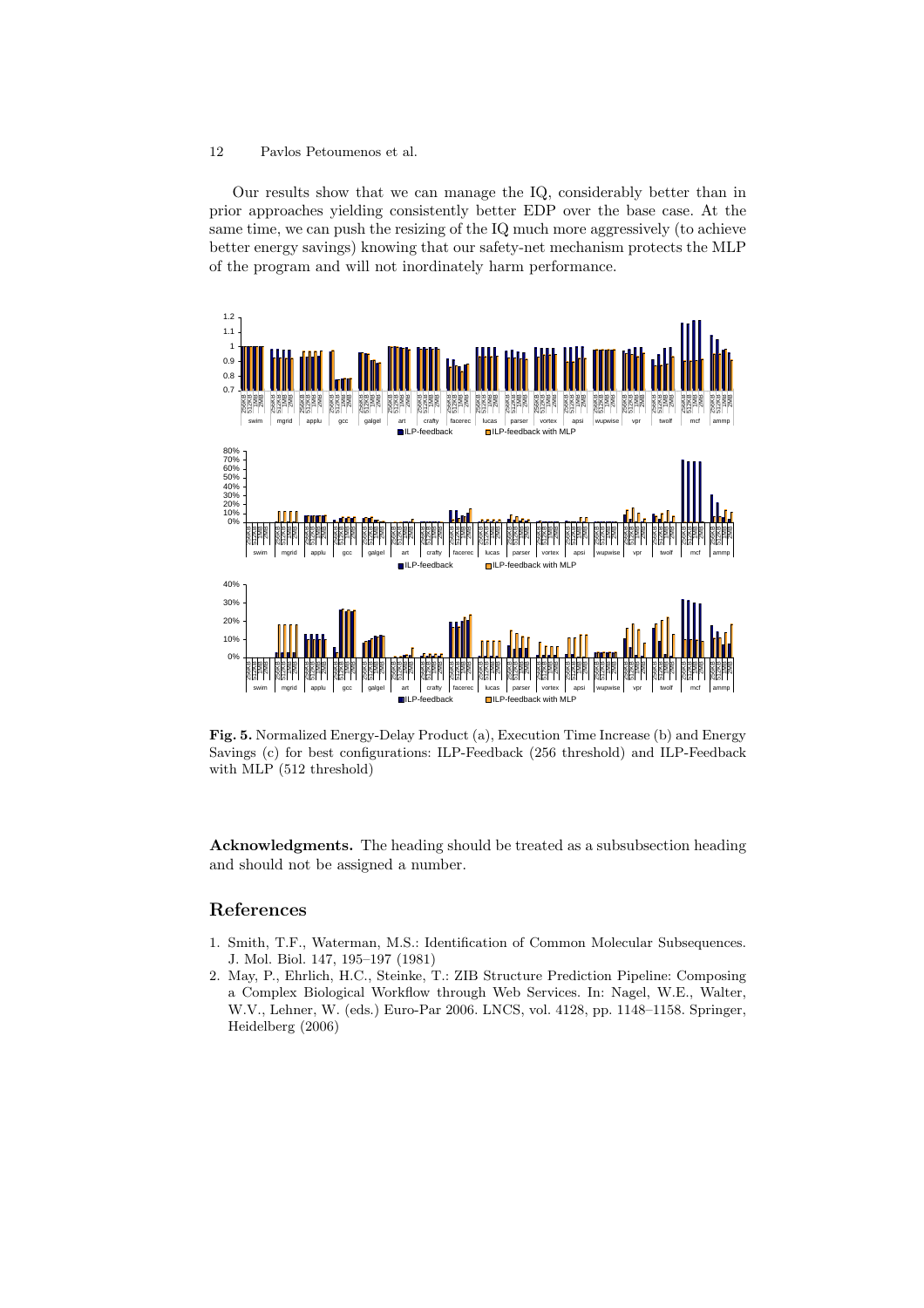Our results show that we can manage the IQ, considerably better than in prior approaches yielding consistently better EDP over the base case. At the same time, we can push the resizing of the IQ much more aggressively (to achieve better energy savings) knowing that our safety-net mechanism protects the MLP of the program and will not inordinately harm performance.

**Fig. 5.** Normalized Energy-Delay Product (a), Execution Time Increase (b) and Energy Savings (c) for best configurations: ILP-Feedback (256 threshold) and ILP-Feedback with MLP (512 threshold)

**Acknowledgments.** The heading should be treated as a subsubsection heading and should not be assigned a number.

## References

1. Smith, T.F., Waterman, M.S.: Identification of Common Molecular Subsequences. J. Mol. Biol. 147, 195–197 (1981)
2. May, P., Ehrlich, H.C., Steinke, T.: ZIB Structure Prediction Pipeline: Composing a Complex Biological Workflow through Web Services. In: Nagel, W.E., Walter, W.V., Lehner, W. (eds.) Euro-Par 2006. LNCS, vol. 4128, pp. 1148–1158. Springer, Heidelberg (2006)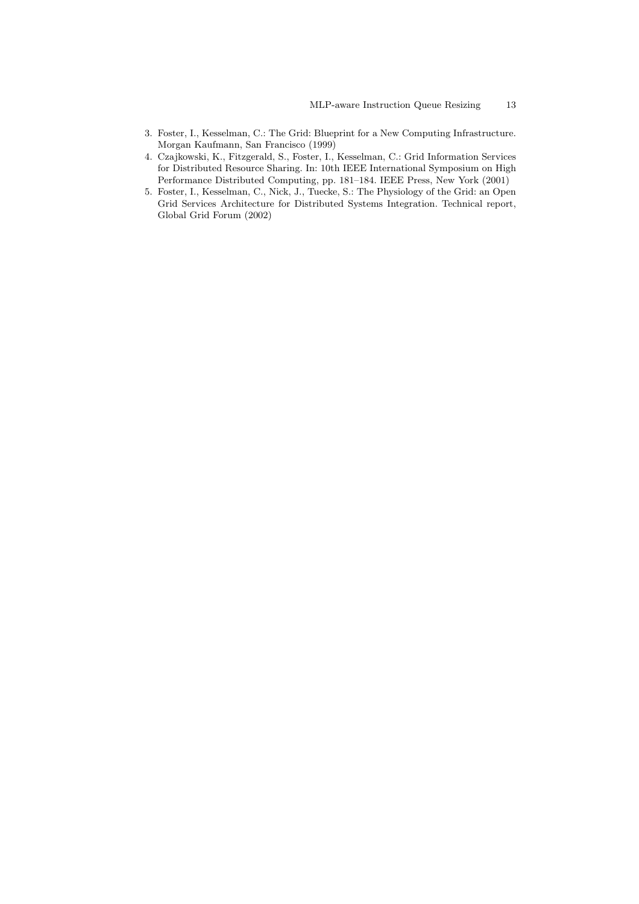3. Foster, I., Kesselman, C.: The Grid: Blueprint for a New Computing Infrastructure. Morgan Kaufmann, San Francisco (1999)
4. Czajkowski, K., Fitzgerald, S., Foster, I., Kesselman, C.: Grid Information Services for Distributed Resource Sharing. In: 10th IEEE International Symposium on High Performance Distributed Computing, pp. 181–184. IEEE Press, New York (2001)
5. Foster, I., Kesselman, C., Nick, J., Tuecke, S.: The Physiology of the Grid: an Open Grid Services Architecture for Distributed Systems Integration. Technical report, Global Grid Forum (2002)